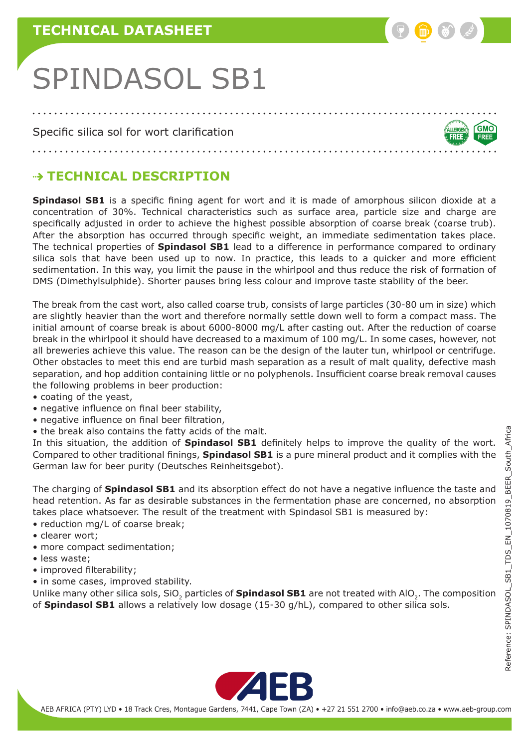TECHNICAL DATASHEET

# SPINDASOL SB1

Specific silica sol for wort clarification

## TECHNICAL DESCRIPTION

**Spindasol SB1** is a specific fining agent for wort and it is made of amorphous silicon dioxide at a concentration of 30%. Technical characteristics such as surface area, particle size and charge are specifically adjusted in order to achieve the highest possible absorption of coarse break (coarse trub). After the absorption has occurred through specific weight, an immediate sedimentation takes place. The technical properties of **Spindasol SB1** lead to a difference in performance compared to ordinary silica sols that have been used up to now. In practice, this leads to a quicker and more efficient sedimentation. In this way, you limit the pause in the whirlpool and thus reduce the risk of formation of DMS (Dimethylsulphide). Shorter pauses bring less colour and improve taste stability of the beer.

The break from the cast wort, also called coarse trub, consists of large particles (30-80 um in size) which are slightly heavier than the wort and therefore normally settle down well to form a compact mass. The initial amount of coarse break is about 6000-8000 mg/L after casting out. After the reduction of coarse break in the whirlpool it should have decreased to a maximum of 100 mg/L. In some cases, however, not all breweries achieve this value. The reason can be the design of the lauter tun, whirlpool or centrifuge. Other obstacles to meet this end are turbid mash separation as a result of malt quality, defective mash separation, and hop addition containing little or no polyphenols. Insufficient coarse break removal causes the following problems in beer production:

- coating of the yeast,
- negative influence on final beer stability,
- negative influence on final beer filtration,
- the break also contains the fatty acids of the malt.

In this situation, the addition of **Spindasol SB1** definitely helps to improve the quality of the wort. Compared to other traditional finings, **Spindasol SB1** is a pure mineral product and it complies with the German law for beer purity (Deutsches Reinheitsgebot).

The charging of **Spindasol SB1** and its absorption effect do not have a negative influence the taste and head retention. As far as desirable substances in the fermentation phase are concerned, no absorption takes place whatsoever. The result of the treatment with Spindasol SB1 is measured by:

- reduction mg/L of coarse break;
- clearer wort;
- more compact sedimentation;
- less waste;
- improved filterability;
- in some cases, improved stability.

Unlike many other silica sols, $SiO_2$ particles of **Spindasol SB1** are not treated with $AlO_2$. The composition of **Spindasol SB1** allows a relatively low dosage (15-30 g/hL), compared to other silica sols.

Reference: SPINDASOL_SB1_TDS_EN_1070819_BEER_South_Africa

AEB AFRICA (PTY) LYD • 18 Track Cres, Montague Gardens, 7441, Cape Town (ZA) • +27 21 551 2700 • info@aeb.co.za • www.aeb-group.com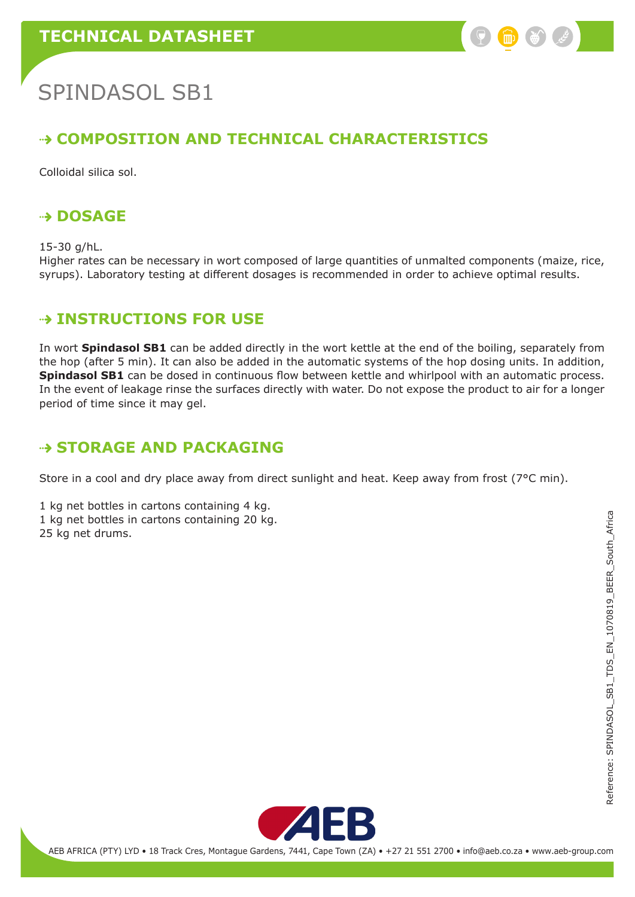# TECHNICAL DATASHEET

# SPINDASOL SB1

## COMPOSITION AND TECHNICAL CHARACTERISTICS

Colloidal silica sol.

## DOSAGE

15-30 g/hL.
Higher rates can be necessary in wort composed of large quantities of unmalted components (maize, rice, syrups). Laboratory testing at different dosages is recommended in order to achieve optimal results.

## INSTRUCTIONS FOR USE

In wort **Spindasol SB1** can be added directly in the wort kettle at the end of the boiling, separately from the hop (after 5 min). It can also be added in the automatic systems of the hop dosing units. In addition, **Spindasol SB1** can be dosed in continuous flow between kettle and whirlpool with an automatic process. In the event of leakage rinse the surfaces directly with water. Do not expose the product to air for a longer period of time since it may gel.

## STORAGE AND PACKAGING

Store in a cool and dry place away from direct sunlight and heat. Keep away from frost (7°C min).

1 kg net bottles in cartons containing 4 kg.
1 kg net bottles in cartons containing 20 kg.
25 kg net drums.

Reference: SPINDASOL_SB1_TDS_EN_1070819_BEER_South_Africa

AEB AFRICA (PTY) LYD • 18 Track Cres, Montague Gardens, 7441, Cape Town (ZA) • +27 21 551 2700 • info@aeb.co.za • www.aeb-group.com